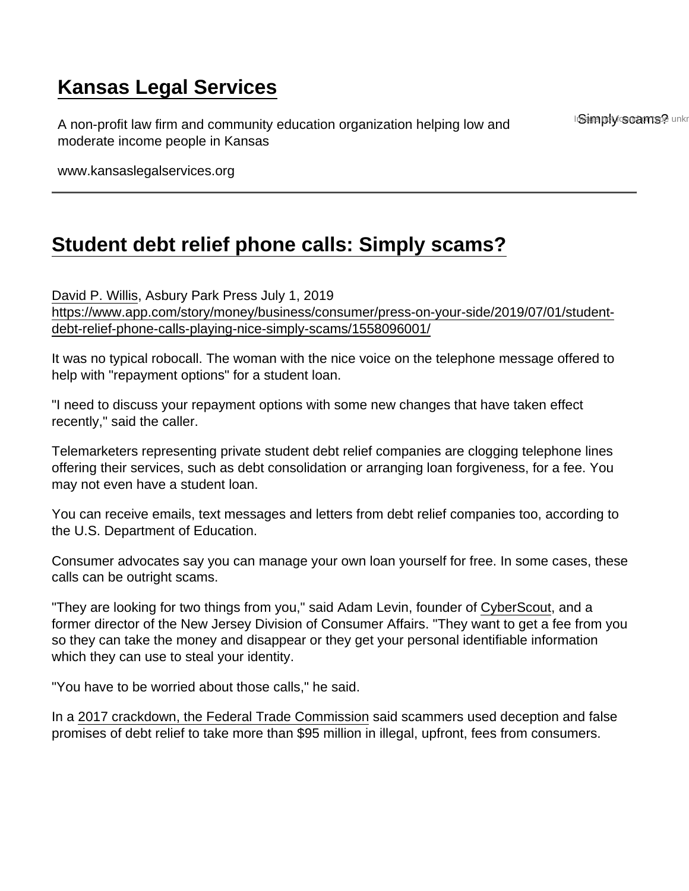# Kansas Legal Services

A non-profit law firm and community education organization helping low and moderate income people in Kansas

www.kansaslegalservices.org

## Student debt relief phone calls: Simply scams?

David P. Willis, Asbury Park Press July 1, 2019
https://www.app.com/story/money/business/consumer/press-on-your-side/2019/07/01/student-debt-relief-phone-calls-playing-nice-simply-scams/1558096001/

It was no typical robocall. The woman with the nice voice on the telephone message offered to help with "repayment options" for a student loan.

"I need to discuss your repayment options with some new changes that have taken effect recently," said the caller.

Telemarketers representing private student debt relief companies are clogging telephone lines offering their services, such as debt consolidation or arranging loan forgiveness, for a fee. You may not even have a student loan.

You can receive emails, text messages and letters from debt relief companies too, according to the U.S. Department of Education.

Consumer advocates say you can manage your own loan yourself for free. In some cases, these calls can be outright scams.

"They are looking for two things from you," said Adam Levin, founder of CyberScout, and a former director of the New Jersey Division of Consumer Affairs. "They want to get a fee from you so they can take the money and disappear or they get your personal identifiable information which they can use to steal your identity.

"You have to be worried about those calls," he said.

In a 2017 crackdown, the Federal Trade Commission said scammers used deception and false promises of debt relief to take more than $95 million in illegal, upfront, fees from consumers.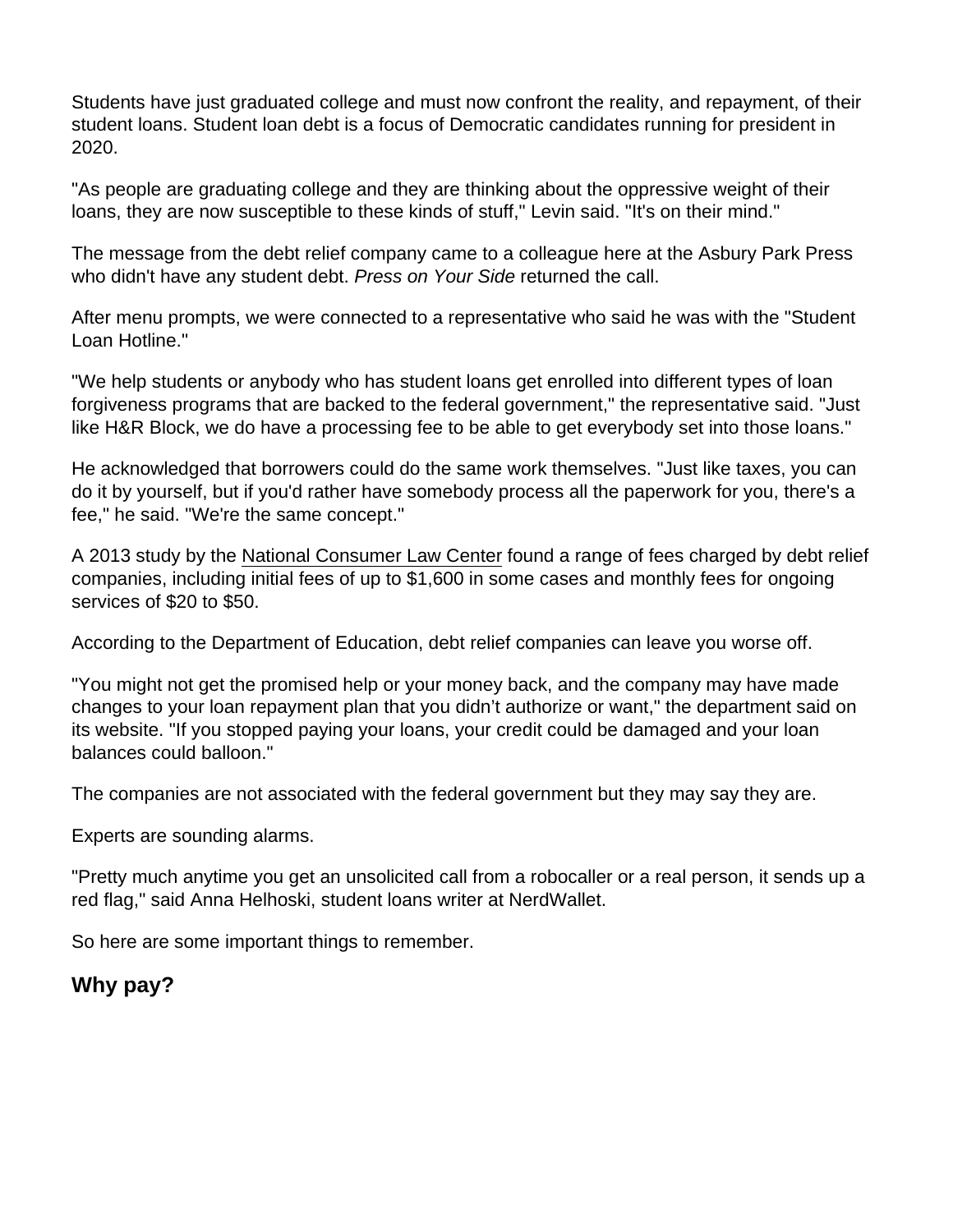Students have just graduated college and must now confront the reality, and repayment, of their student loans. Student loan debt is a focus of Democratic candidates running for president in 2020.

"As people are graduating college and they are thinking about the oppressive weight of their loans, they are now susceptible to these kinds of stuff," Levin said. "It's on their mind."

The message from the debt relief company came to a colleague here at the Asbury Park Press who didn't have any student debt. *Press on Your Side* returned the call.

After menu prompts, we were connected to a representative who said he was with the "Student Loan Hotline."

"We help students or anybody who has student loans get enrolled into different types of loan forgiveness programs that are backed to the federal government," the representative said. "Just like H&R Block, we do have a processing fee to be able to get everybody set into those loans."

He acknowledged that borrowers could do the same work themselves. "Just like taxes, you can do it by yourself, but if you'd rather have somebody process all the paperwork for you, there's a fee," he said. "We're the same concept."

A 2013 study by the National Consumer Law Center found a range of fees charged by debt relief companies, including initial fees of up to $1,600 in some cases and monthly fees for ongoing services of $20 to $50.

According to the Department of Education, debt relief companies can leave you worse off.

"You might not get the promised help or your money back, and the company may have made changes to your loan repayment plan that you didn't authorize or want," the department said on its website. "If you stopped paying your loans, your credit could be damaged and your loan balances could balloon."

The companies are not associated with the federal government but they may say they are.

Experts are sounding alarms.

"Pretty much anytime you get an unsolicited call from a robocaller or a real person, it sends up a red flag," said Anna Helhoski, student loans writer at NerdWallet.

So here are some important things to remember.

## Why pay?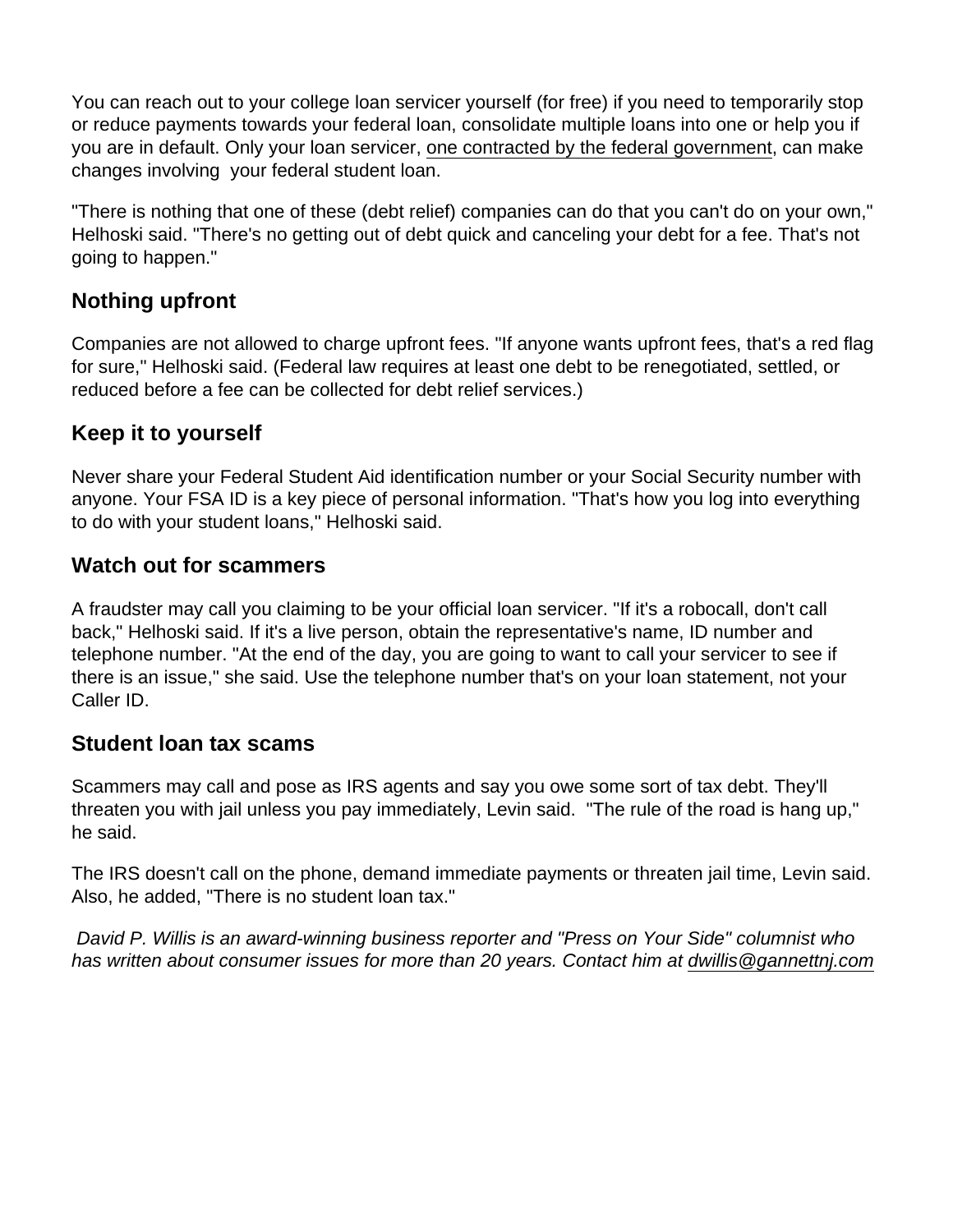You can reach out to your college loan servicer yourself (for free) if you need to temporarily stop or reduce payments towards your federal loan, consolidate multiple loans into one or help you if you are in default. Only your loan servicer, one contracted by the federal government, can make changes involving your federal student loan.

"There is nothing that one of these (debt relief) companies can do that you can't do on your own," Helhoski said. "There's no getting out of debt quick and canceling your debt for a fee. That's not going to happen."

## Nothing upfront

Companies are not allowed to charge upfront fees. "If anyone wants upfront fees, that's a red flag for sure," Helhoski said. (Federal law requires at least one debt to be renegotiated, settled, or reduced before a fee can be collected for debt relief services.)

## Keep it to yourself

Never share your Federal Student Aid identification number or your Social Security number with anyone. Your FSA ID is a key piece of personal information. "That's how you log into everything to do with your student loans," Helhoski said.

## Watch out for scammers

A fraudster may call you claiming to be your official loan servicer. "If it's a robocall, don't call back," Helhoski said. If it's a live person, obtain the representative's name, ID number and telephone number. "At the end of the day, you are going to want to call your servicer to see if there is an issue," she said. Use the telephone number that's on your loan statement, not your Caller ID.

## Student loan tax scams

Scammers may call and pose as IRS agents and say you owe some sort of tax debt. They'll threaten you with jail unless you pay immediately, Levin said. "The rule of the road is hang up," he said.

The IRS doesn't call on the phone, demand immediate payments or threaten jail time, Levin said. Also, he added, "There is no student loan tax."

*David P. Willis is an award-winning business reporter and "Press on Your Side" columnist who has written about consumer issues for more than 20 years. Contact him at dwillis@gannettnj.com*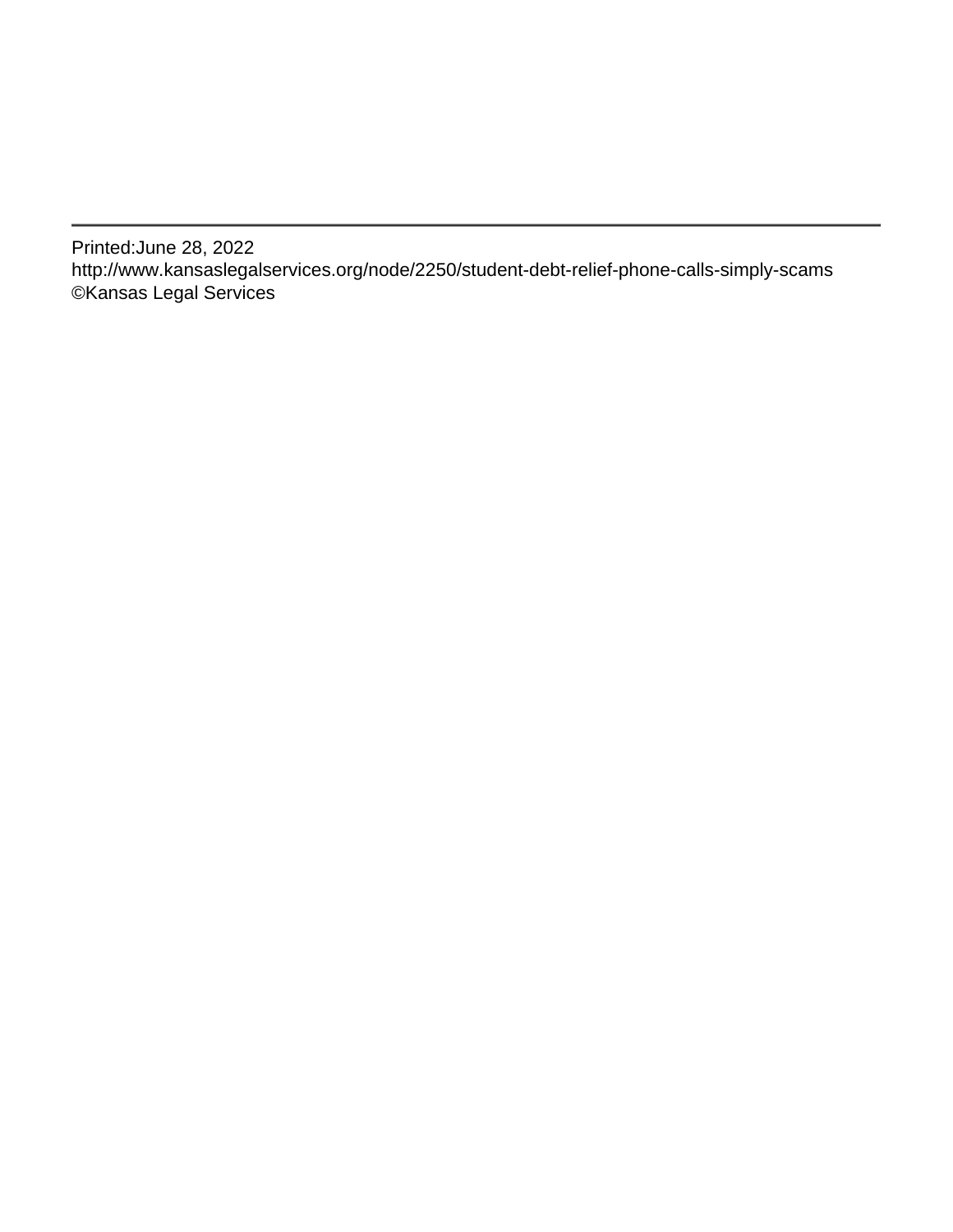---

Printed:June 28, 2022
http://www.kansaslegalservices.org/node/2250/student-debt-relief-phone-calls-simply-scams
©Kansas Legal Services